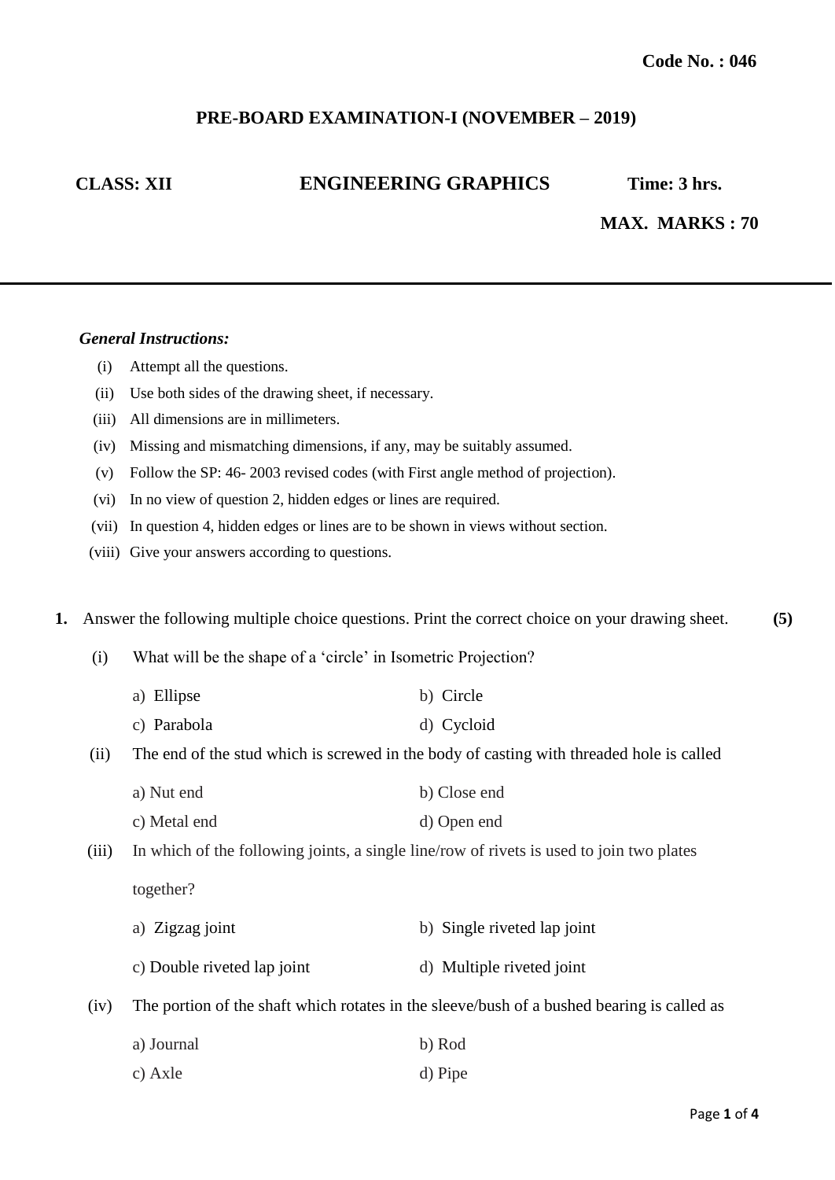**Code No. : 046**

## PRE-BOARD EXAMINATION-I (NOVEMBER – 2019)

**CLASS: XII** **ENGINEERING GRAPHICS** **Time: 3 hrs.**

**MAX. MARKS : 70**

---

***General Instructions:***

(i) Attempt all the questions.

(ii) Use both sides of the drawing sheet, if necessary.

(iii) All dimensions are in millimeters.

(iv) Missing and mismatching dimensions, if any, may be suitably assumed.

(v) Follow the SP: 46- 2003 revised codes (with First angle method of projection).

(vi) In no view of question 2, hidden edges or lines are required.

(vii) In question 4, hidden edges or lines are to be shown in views without section.

(viii) Give your answers according to questions.

**1.** Answer the following multiple choice questions. Print the correct choice on your drawing sheet. **(5)**

(i) What will be the shape of a 'circle' in Isometric Projection?

a) Ellipse  b) Circle

c) Parabola  d) Cycloid

(ii) The end of the stud which is screwed in the body of casting with threaded hole is called

a) Nut end  b) Close end

c) Metal end  d) Open end

(iii) In which of the following joints, a single line/row of rivets is used to join two plates together?

a) Zigzag joint  b) Single riveted lap joint

c) Double riveted lap joint  d) Multiple riveted joint

(iv) The portion of the shaft which rotates in the sleeve/bush of a bushed bearing is called as

a) Journal  b) Rod

c) Axle  d) Pipe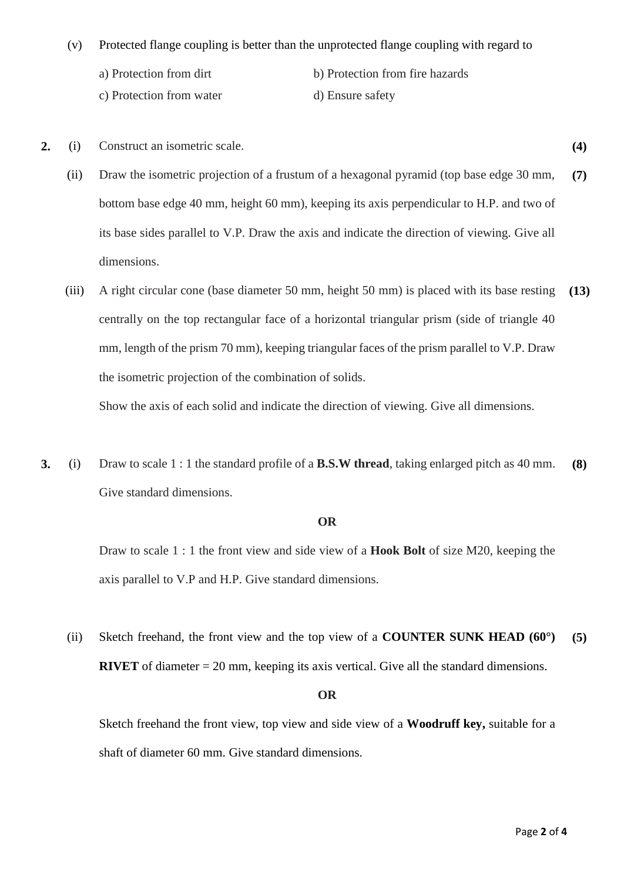(v) Protected flange coupling is better than the unprotected flange coupling with regard to

a) Protection from dirt  
b) Protection from fire hazards  
c) Protection from water  
d) Ensure safety

**2.** (i) Construct an isometric scale. **(4)**

(ii) Draw the isometric projection of a frustum of a hexagonal pyramid (top base edge 30 mm, bottom base edge 40 mm, height 60 mm), keeping its axis perpendicular to H.P. and two of its base sides parallel to V.P. Draw the axis and indicate the direction of viewing. Give all dimensions. **(7)**

(iii) A right circular cone (base diameter 50 mm, height 50 mm) is placed with its base resting centrally on the top rectangular face of a horizontal triangular prism (side of triangle 40 mm, length of the prism 70 mm), keeping triangular faces of the prism parallel to V.P. Draw the isometric projection of the combination of solids. **(13)**

Show the axis of each solid and indicate the direction of viewing. Give all dimensions.

**3.** (i) Draw to scale 1 : 1 the standard profile of a **B.S.W thread**, taking enlarged pitch as 40 mm. Give standard dimensions. **(8)**

**OR**

Draw to scale 1 : 1 the front view and side view of a **Hook Bolt** of size M20, keeping the axis parallel to V.P and H.P. Give standard dimensions.

(ii) Sketch freehand, the front view and the top view of a **COUNTER SUNK HEAD (60°) RIVET** of diameter = 20 mm, keeping its axis vertical. Give all the standard dimensions. **(5)**

**OR**

Sketch freehand the front view, top view and side view of a **Woodruff key,** suitable for a shaft of diameter 60 mm. Give standard dimensions.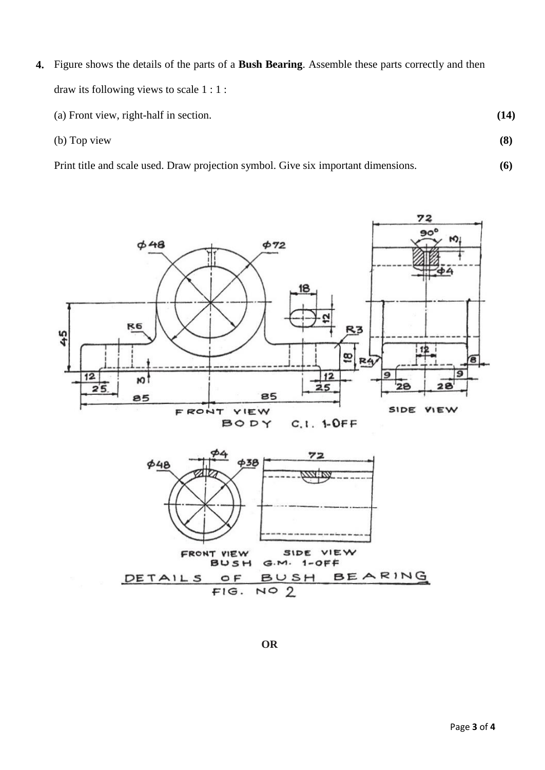**4.** Figure shows the details of the parts of a **Bush Bearing**. Assemble these parts correctly and then draw its following views to scale 1 : 1 :

(a) Front view, right-half in section. **(14)**

(b) Top view **(8)**

Print title and scale used. Draw projection symbol. Give six important dimensions. **(6)**

FRONT VIEW

BODY C.I. 1-OFF

SIDE VIEW

FRONT VIEW SIDE VIEW

BUSH G.M. 1-OFF

DETAILS OF BUSH BEARING

FIG. NO 2

**OR**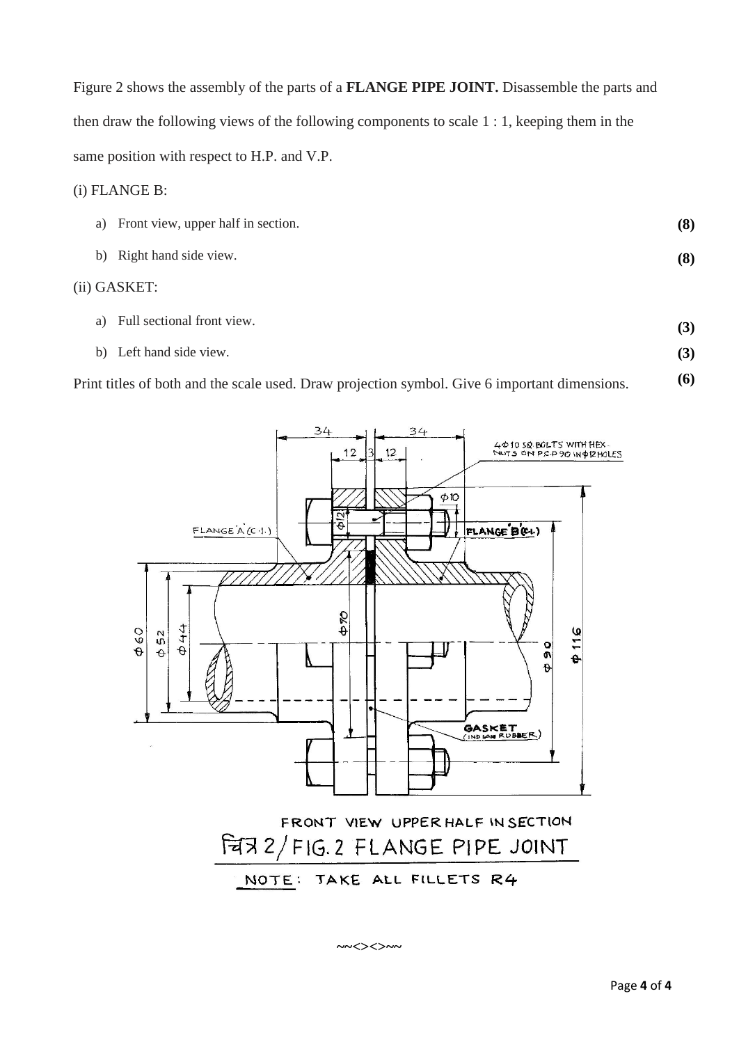Figure 2 shows the assembly of the parts of a **FLANGE PIPE JOINT.** Disassemble the parts and then draw the following views of the following components to scale 1 : 1, keeping them in the same position with respect to H.P. and V.P.

(i) FLANGE B:

a) Front view, upper half in section. **(8)**

b) Right hand side view. **(8)**

(ii) GASKET:

a) Full sectional front view. **(3)**

b) Left hand side view. **(3)**

Print titles of both and the scale used. Draw projection symbol. Give 6 important dimensions. **(6)**

34
34
12
3
12
4 Φ 10 SQ. BOLTS WITH HEX-NUTS ON P.C.D 90 IN Φ 12 HOLES
Φ10
Φ12
FLANGE 'A' (C.I.)
FLANGE 'B' (C.I.)
Φ70
Φ60
Φ52
Φ44
Φ90
Φ116
GASKET (INDIAN RUBBER)

FRONT VIEW UPPER HALF IN SECTION

चित्र 2/FIG. 2 FLANGE PIPE JOINT

NOTE: TAKE ALL FILLETS R4

~~<><>~~